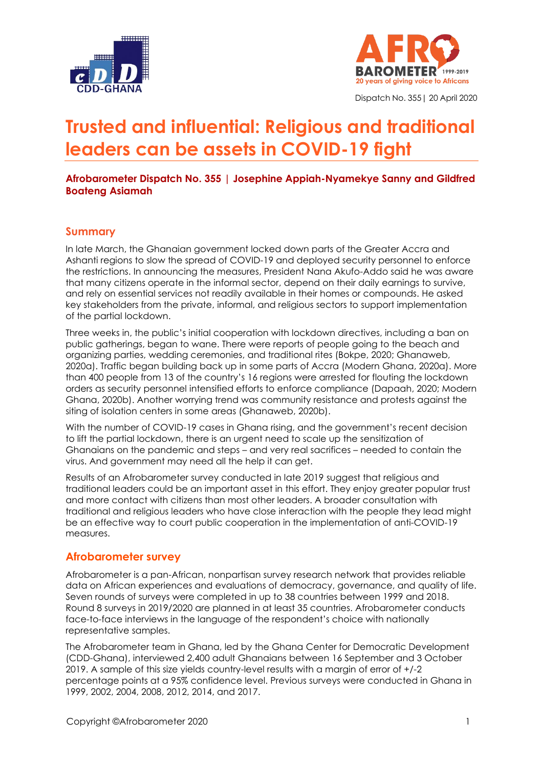Dispatch No. 355 | 20 April 2020

# Trusted and influential: Religious and traditional leaders can be assets in COVID-19 fight

**Afrobarometer Dispatch No. 355 | Josephine Appiah-Nyamekye Sanny and Gildfred Boateng Asiamah**

## Summary

In late March, the Ghanaian government locked down parts of the Greater Accra and Ashanti regions to slow the spread of COVID-19 and deployed security personnel to enforce the restrictions. In announcing the measures, President Nana Akufo-Addo said he was aware that many citizens operate in the informal sector, depend on their daily earnings to survive, and rely on essential services not readily available in their homes or compounds. He asked key stakeholders from the private, informal, and religious sectors to support implementation of the partial lockdown.

Three weeks in, the public's initial cooperation with lockdown directives, including a ban on public gatherings, began to wane. There were reports of people going to the beach and organizing parties, wedding ceremonies, and traditional rites (Bokpe, 2020; Ghanaweb, 2020a). Traffic began building back up in some parts of Accra (Modern Ghana, 2020a). More than 400 people from 13 of the country's 16 regions were arrested for flouting the lockdown orders as security personnel intensified efforts to enforce compliance (Dapaah, 2020; Modern Ghana, 2020b). Another worrying trend was community resistance and protests against the siting of isolation centers in some areas (Ghanaweb, 2020b).

With the number of COVID-19 cases in Ghana rising, and the government's recent decision to lift the partial lockdown, there is an urgent need to scale up the sensitization of Ghanaians on the pandemic and steps – and very real sacrifices – needed to contain the virus. And government may need all the help it can get.

Results of an Afrobarometer survey conducted in late 2019 suggest that religious and traditional leaders could be an important asset in this effort. They enjoy greater popular trust and more contact with citizens than most other leaders. A broader consultation with traditional and religious leaders who have close interaction with the people they lead might be an effective way to court public cooperation in the implementation of anti-COVID-19 measures.

## Afrobarometer survey

Afrobarometer is a pan-African, nonpartisan survey research network that provides reliable data on African experiences and evaluations of democracy, governance, and quality of life. Seven rounds of surveys were completed in up to 38 countries between 1999 and 2018. Round 8 surveys in 2019/2020 are planned in at least 35 countries. Afrobarometer conducts face-to-face interviews in the language of the respondent's choice with nationally representative samples.

The Afrobarometer team in Ghana, led by the Ghana Center for Democratic Development (CDD-Ghana), interviewed 2,400 adult Ghanaians between 16 September and 3 October 2019. A sample of this size yields country-level results with a margin of error of +/-2 percentage points at a 95% confidence level. Previous surveys were conducted in Ghana in 1999, 2002, 2004, 2008, 2012, 2014, and 2017.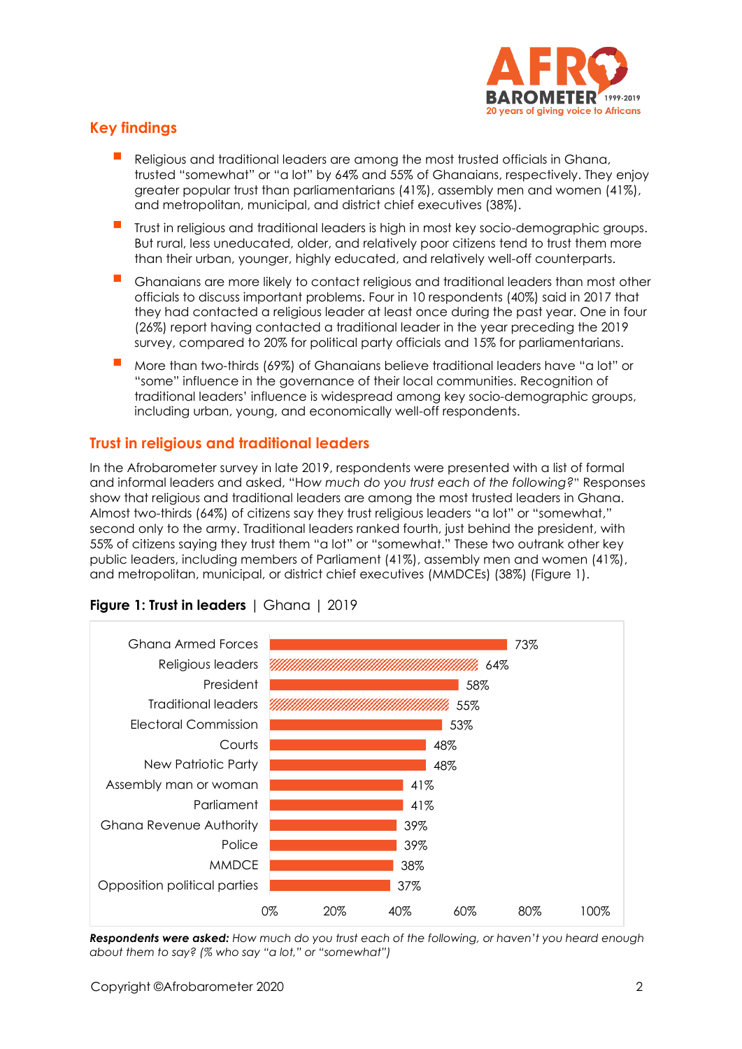## Key findings

- Religious and traditional leaders are among the most trusted officials in Ghana, trusted "somewhat" or "a lot" by 64% and 55% of Ghanaians, respectively. They enjoy greater popular trust than parliamentarians (41%), assembly men and women (41%), and metropolitan, municipal, and district chief executives (38%).
- Trust in religious and traditional leaders is high in most key socio-demographic groups. But rural, less uneducated, older, and relatively poor citizens tend to trust them more than their urban, younger, highly educated, and relatively well-off counterparts.
- Ghanaians are more likely to contact religious and traditional leaders than most other officials to discuss important problems. Four in 10 respondents (40%) said in 2017 that they had contacted a religious leader at least once during the past year. One in four (26%) report having contacted a traditional leader in the year preceding the 2019 survey, compared to 20% for political party officials and 15% for parliamentarians.
- More than two-thirds (69%) of Ghanaians believe traditional leaders have "a lot" or "some" influence in the governance of their local communities. Recognition of traditional leaders' influence is widespread among key socio-demographic groups, including urban, young, and economically well-off respondents.

## Trust in religious and traditional leaders

In the Afrobarometer survey in late 2019, respondents were presented with a list of formal and informal leaders and asked, "*How much do you trust each of the following?*" Responses show that religious and traditional leaders are among the most trusted leaders in Ghana. Almost two-thirds (64%) of citizens say they trust religious leaders "a lot" or "somewhat," second only to the army. Traditional leaders ranked fourth, just behind the president, with 55% of citizens saying they trust them "a lot" or "somewhat." These two outrank other key public leaders, including members of Parliament (41%), assembly men and women (41%), and metropolitan, municipal, or district chief executives (MMDCEs) (38%) (Figure 1).

**Figure 1: Trust in leaders** | Ghana | 2019

| Leader | % |
|---|---|
| Ghana Armed Forces | 73% |
| Religious leaders | 64% |
| President | 58% |
| Traditional leaders | 55% |
| Electoral Commission | 53% |
| Courts | 48% |
| New Patriotic Party | 48% |
| Assembly man or woman | 41% |
| Parliament | 41% |
| Ghana Revenue Authority | 39% |
| Police | 39% |
| MMDCE | 38% |
| Opposition political parties | 37% |

***Respondents were asked:*** *How much do you trust each of the following, or haven't you heard enough about them to say? (% who say "a lot," or "somewhat")*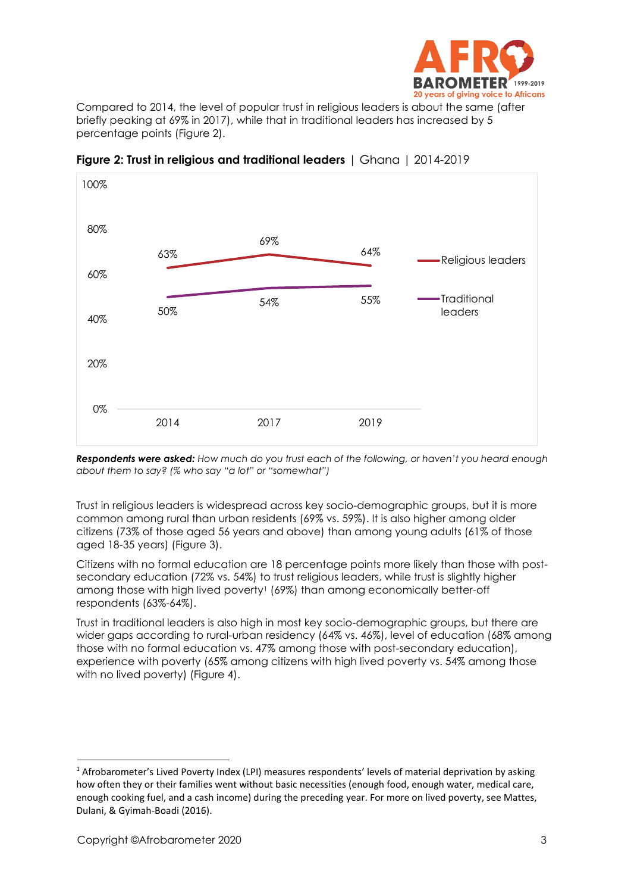Compared to 2014, the level of popular trust in religious leaders is about the same (after briefly peaking at 69% in 2017), while that in traditional leaders has increased by 5 percentage points (Figure 2).

**Figure 2: Trust in religious and traditional leaders** | Ghana | 2014-2019

| | 2014 | 2017 | 2019 |
|---|---|---|---|
| Religious leaders | 63% | 69% | 64% |
| Traditional leaders | 50% | 54% | 55% |

***Respondents were asked:*** *How much do you trust each of the following, or haven't you heard enough about them to say? (% who say "a lot" or "somewhat")*

Trust in religious leaders is widespread across key socio-demographic groups, but it is more common among rural than urban residents (69% vs. 59%). It is also higher among older citizens (73% of those aged 56 years and above) than among young adults (61% of those aged 18-35 years) (Figure 3).

Citizens with no formal education are 18 percentage points more likely than those with post-secondary education (72% vs. 54%) to trust religious leaders, while trust is slightly higher among those with high lived poverty[1] (69%) than among economically better-off respondents (63%-64%).

Trust in traditional leaders is also high in most key socio-demographic groups, but there are wider gaps according to rural-urban residency (64% vs. 46%), level of education (68% among those with no formal education vs. 47% among those with post-secondary education), experience with poverty (65% among citizens with high lived poverty vs. 54% among those with no lived poverty) (Figure 4).

[1] Afrobarometer's Lived Poverty Index (LPI) measures respondents' levels of material deprivation by asking how often they or their families went without basic necessities (enough food, enough water, medical care, enough cooking fuel, and a cash income) during the preceding year. For more on lived poverty, see Mattes, Dulani, & Gyimah-Boadi (2016).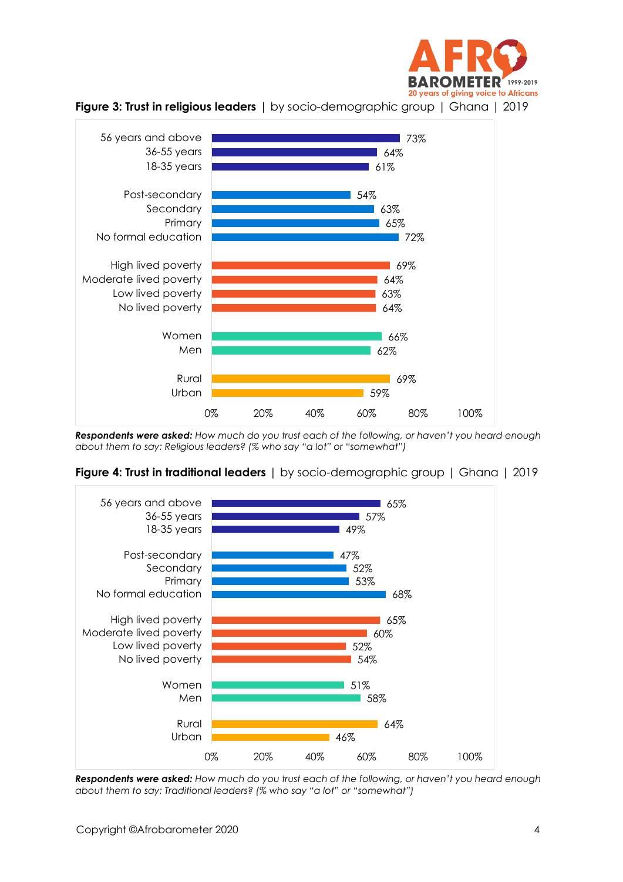**Figure 3: Trust in religious leaders** | by socio-demographic group | Ghana | 2019

| Group | % |
|---|---|
| 56 years and above | 73% |
| 36-55 years | 64% |
| 18-35 years | 61% |
| Post-secondary | 54% |
| Secondary | 63% |
| Primary | 65% |
| No formal education | 72% |
| High lived poverty | 69% |
| Moderate lived poverty | 64% |
| Low lived poverty | 63% |
| No lived poverty | 64% |
| Women | 66% |
| Men | 62% |
| Rural | 69% |
| Urban | 59% |

***Respondents were asked:*** *How much do you trust each of the following, or haven't you heard enough about them to say: Religious leaders? (% who say "a lot" or "somewhat")*

**Figure 4: Trust in traditional leaders** | by socio-demographic group | Ghana | 2019

| Group | % |
|---|---|
| 56 years and above | 65% |
| 36-55 years | 57% |
| 18-35 years | 49% |
| Post-secondary | 47% |
| Secondary | 52% |
| Primary | 53% |
| No formal education | 68% |
| High lived poverty | 65% |
| Moderate lived poverty | 60% |
| Low lived poverty | 52% |
| No lived poverty | 54% |
| Women | 51% |
| Men | 58% |
| Rural | 64% |
| Urban | 46% |

***Respondents were asked:*** *How much do you trust each of the following, or haven't you heard enough about them to say: Traditional leaders? (% who say "a lot" or "somewhat")*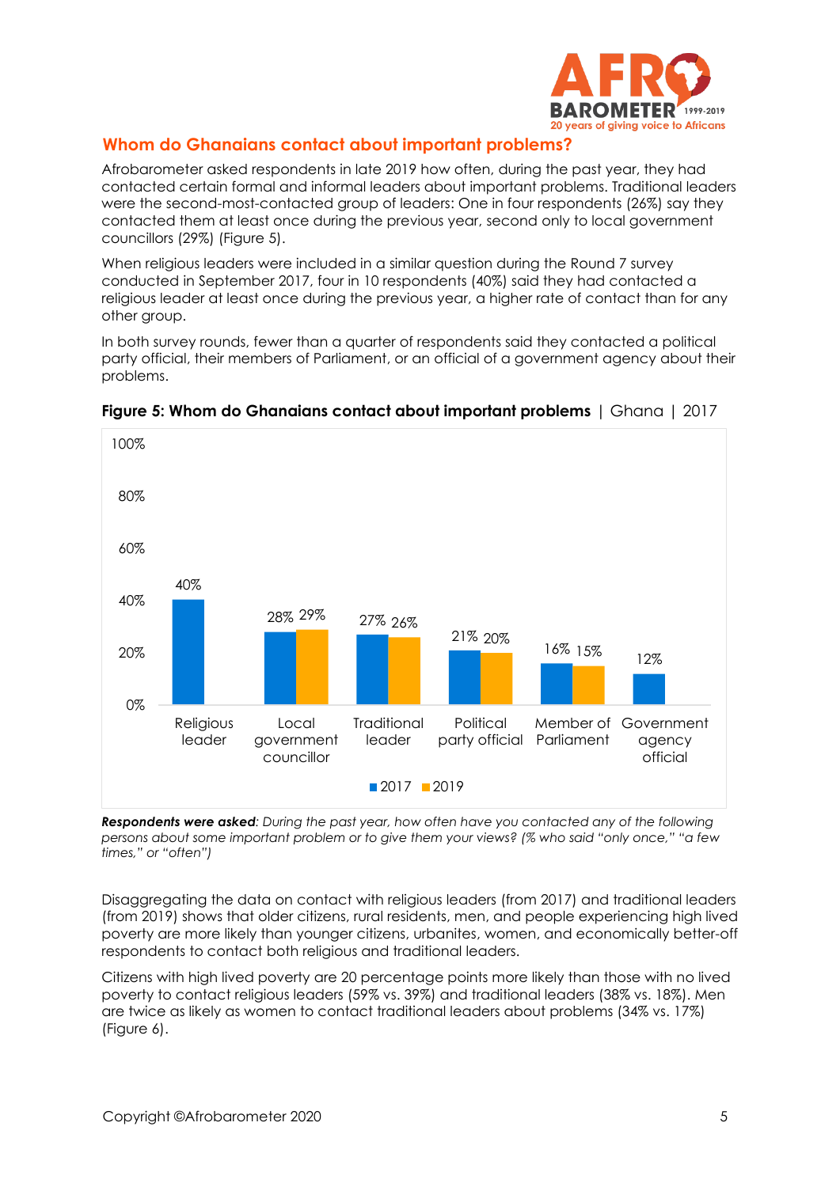## Whom do Ghanaians contact about important problems?

Afrobarometer asked respondents in late 2019 how often, during the past year, they had contacted certain formal and informal leaders about important problems. Traditional leaders were the second-most-contacted group of leaders: One in four respondents (26%) say they contacted them at least once during the previous year, second only to local government councillors (29%) (Figure 5).

When religious leaders were included in a similar question during the Round 7 survey conducted in September 2017, four in 10 respondents (40%) said they had contacted a religious leader at least once during the previous year, a higher rate of contact than for any other group.

In both survey rounds, fewer than a quarter of respondents said they contacted a political party official, their members of Parliament, or an official of a government agency about their problems.

**Figure 5: Whom do Ghanaians contact about important problems** | Ghana | 2017

| | 2017 | 2019 |
|---|---|---|
| Religious leader | 40% | |
| Local government councillor | 28% | 29% |
| Traditional leader | 27% | 26% |
| Political party official | 21% | 20% |
| Member of Parliament | 16% | 15% |
| Government agency official | 12% | |

***Respondents were asked****: During the past year, how often have you contacted any of the following persons about some important problem or to give them your views? (% who said "only once," "a few times," or "often")*

Disaggregating the data on contact with religious leaders (from 2017) and traditional leaders (from 2019) shows that older citizens, rural residents, men, and people experiencing high lived poverty are more likely than younger citizens, urbanites, women, and economically better-off respondents to contact both religious and traditional leaders.

Citizens with high lived poverty are 20 percentage points more likely than those with no lived poverty to contact religious leaders (59% vs. 39%) and traditional leaders (38% vs. 18%). Men are twice as likely as women to contact traditional leaders about problems (34% vs. 17%) (Figure 6).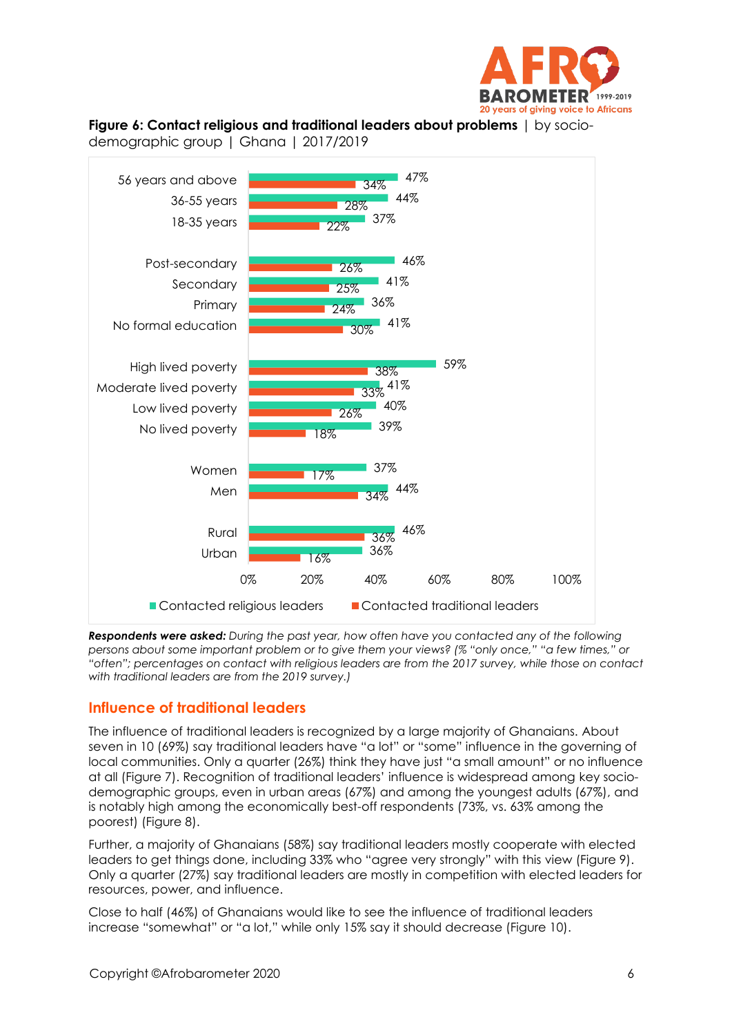**Figure 6: Contact religious and traditional leaders about problems** | by socio-demographic group | Ghana | 2017/2019

| Group | Contacted religious leaders | Contacted traditional leaders |
|---|---|---|
| 56 years and above | 47% | 34% |
| 36-55 years | 44% | 28% |
| 18-35 years | 37% | 22% |
| Post-secondary | 46% | 26% |
| Secondary | 41% | 25% |
| Primary | 36% | 24% |
| No formal education | 41% | 30% |
| High lived poverty | 59% | 38% |
| Moderate lived poverty | 41% | 33% |
| Low lived poverty | 40% | 26% |
| No lived poverty | 39% | 18% |
| Women | 37% | 17% |
| Men | 44% | 34% |
| Rural | 46% | 36% |
| Urban | 36% | 16% |

***Respondents were asked:*** *During the past year, how often have you contacted any of the following persons about some important problem or to give them your views? (% "only once," "a few times," or "often"; percentages on contact with religious leaders are from the 2017 survey, while those on contact with traditional leaders are from the 2019 survey.)*

## Influence of traditional leaders

The influence of traditional leaders is recognized by a large majority of Ghanaians. About seven in 10 (69%) say traditional leaders have "a lot" or "some" influence in the governing of local communities. Only a quarter (26%) think they have just "a small amount" or no influence at all (Figure 7). Recognition of traditional leaders' influence is widespread among key socio-demographic groups, even in urban areas (67%) and among the youngest adults (67%), and is notably high among the economically best-off respondents (73%, vs. 63% among the poorest) (Figure 8).

Further, a majority of Ghanaians (58%) say traditional leaders mostly cooperate with elected leaders to get things done, including 33% who "agree very strongly" with this view (Figure 9). Only a quarter (27%) say traditional leaders are mostly in competition with elected leaders for resources, power, and influence.

Close to half (46%) of Ghanaians would like to see the influence of traditional leaders increase "somewhat" or "a lot," while only 15% say it should decrease (Figure 10).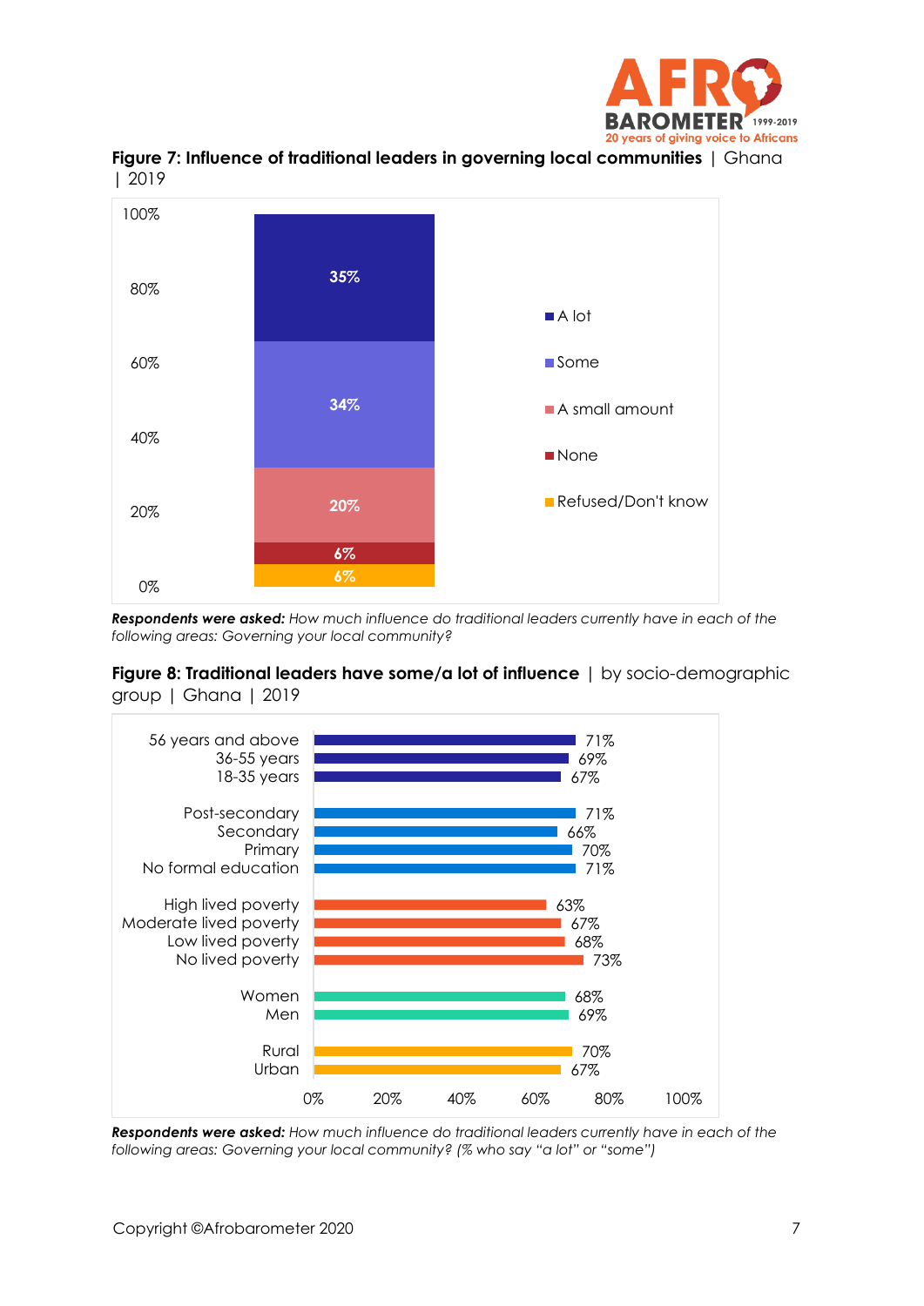**Figure 7: Influence of traditional leaders in governing local communities** | Ghana | 2019

| Response | % |
|---|---|
| A lot | 35% |
| Some | 34% |
| A small amount | 20% |
| None | 6% |
| Refused/Don't know | 6% |

***Respondents were asked:*** *How much influence do traditional leaders currently have in each of the following areas: Governing your local community?*

**Figure 8: Traditional leaders have some/a lot of influence** | by socio-demographic group | Ghana | 2019

| Group | % |
|---|---|
| 56 years and above | 71% |
| 36-55 years | 69% |
| 18-35 years | 67% |
| Post-secondary | 71% |
| Secondary | 66% |
| Primary | 70% |
| No formal education | 71% |
| High lived poverty | 63% |
| Moderate lived poverty | 67% |
| Low lived poverty | 68% |
| No lived poverty | 73% |
| Women | 68% |
| Men | 69% |
| Rural | 70% |
| Urban | 67% |

***Respondents were asked:*** *How much influence do traditional leaders currently have in each of the following areas: Governing your local community? (% who say "a lot" or "some")*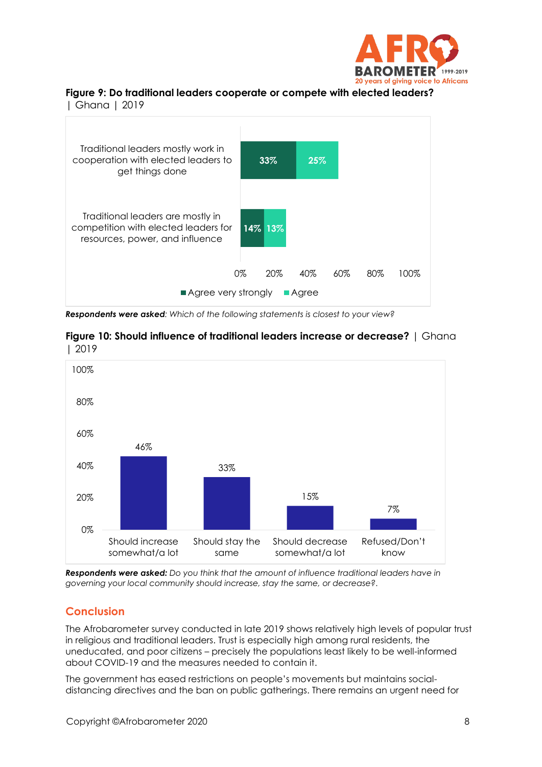**Figure 9: Do traditional leaders cooperate or compete with elected leaders?** | Ghana | 2019

| | Agree very strongly | Agree |
|---|---|---|
| Traditional leaders mostly work in cooperation with elected leaders to get things done | 33% | 25% |
| Traditional leaders are mostly in competition with elected leaders for resources, power, and influence | 14% | 13% |

***Respondents were asked**: Which of the following statements is closest to your view?*

**Figure 10: Should influence of traditional leaders increase or decrease?** | Ghana | 2019

| Should increase somewhat/a lot | Should stay the same | Should decrease somewhat/a lot | Refused/Don't know |
|---|---|---|---|
| 46% | 33% | 15% | 7% |

***Respondents were asked:** Do you think that the amount of influence traditional leaders have in governing your local community should increase, stay the same, or decrease?.*

## Conclusion

The Afrobarometer survey conducted in late 2019 shows relatively high levels of popular trust in religious and traditional leaders. Trust is especially high among rural residents, the uneducated, and poor citizens – precisely the populations least likely to be well-informed about COVID-19 and the measures needed to contain it.

The government has eased restrictions on people's movements but maintains social-distancing directives and the ban on public gatherings. There remains an urgent need for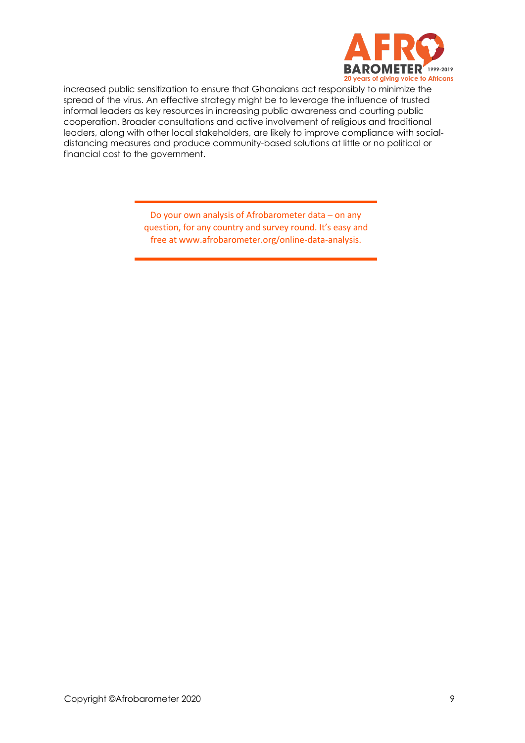increased public sensitization to ensure that Ghanaians act responsibly to minimize the spread of the virus. An effective strategy might be to leverage the influence of trusted informal leaders as key resources in increasing public awareness and courting public cooperation. Broader consultations and active involvement of religious and traditional leaders, along with other local stakeholders, are likely to improve compliance with social-distancing measures and produce community-based solutions at little or no political or financial cost to the government.

---

Do your own analysis of Afrobarometer data – on any question, for any country and survey round. It's easy and free at www.afrobarometer.org/online-data-analysis.

---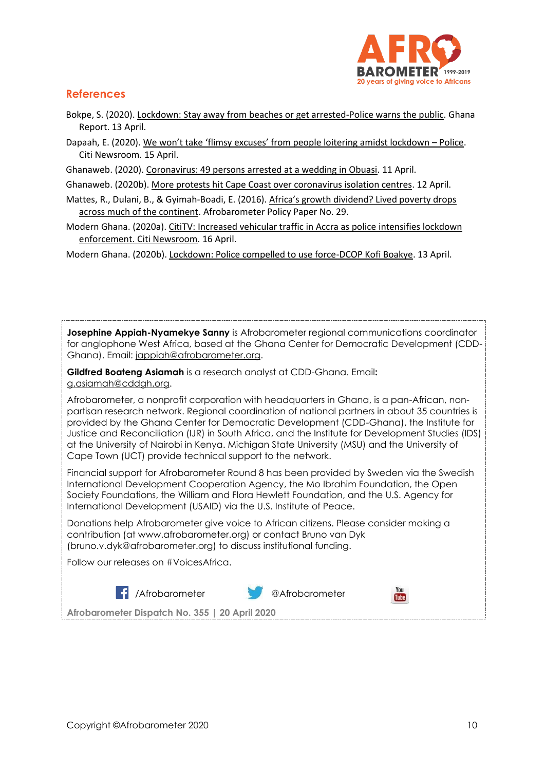## References

Bokpe, S. (2020). Lockdown: Stay away from beaches or get arrested-Police warns the public. Ghana Report. 13 April.

Dapaah, E. (2020). We won't take 'flimsy excuses' from people loitering amidst lockdown – Police. Citi Newsroom. 15 April.

Ghanaweb. (2020). Coronavirus: 49 persons arrested at a wedding in Obuasi. 11 April.

Ghanaweb. (2020b). More protests hit Cape Coast over coronavirus isolation centres. 12 April.

Mattes, R., Dulani, B., & Gyimah-Boadi, E. (2016). Africa's growth dividend? Lived poverty drops across much of the continent. Afrobarometer Policy Paper No. 29.

Modern Ghana. (2020a). CitiTV: Increased vehicular traffic in Accra as police intensifies lockdown enforcement. Citi Newsroom. 16 April.

Modern Ghana. (2020b). Lockdown: Police compelled to use force-DCOP Kofi Boakye. 13 April.

**Josephine Appiah-Nyamekye Sanny** is Afrobarometer regional communications coordinator for anglophone West Africa, based at the Ghana Center for Democratic Development (CDD-Ghana). Email: jappiah@afrobarometer.org.

**Gildfred Boateng Asiamah** is a research analyst at CDD-Ghana. Email: g.asiamah@cddgh.org.

Afrobarometer, a nonprofit corporation with headquarters in Ghana, is a pan-African, non-partisan research network. Regional coordination of national partners in about 35 countries is provided by the Ghana Center for Democratic Development (CDD-Ghana), the Institute for Justice and Reconciliation (IJR) in South Africa, and the Institute for Development Studies (IDS) at the University of Nairobi in Kenya. Michigan State University (MSU) and the University of Cape Town (UCT) provide technical support to the network.

Financial support for Afrobarometer Round 8 has been provided by Sweden via the Swedish International Development Cooperation Agency, the Mo Ibrahim Foundation, the Open Society Foundations, the William and Flora Hewlett Foundation, and the U.S. Agency for International Development (USAID) via the U.S. Institute of Peace.

Donations help Afrobarometer give voice to African citizens. Please consider making a contribution (at www.afrobarometer.org) or contact Bruno van Dyk (bruno.v.dyk@afrobarometer.org) to discuss institutional funding.

Follow our releases on #VoicesAfrica.

/Afrobarometer @Afrobarometer

**Afrobarometer Dispatch No. 355 | 20 April 2020**

Copyright ©Afrobarometer 2020